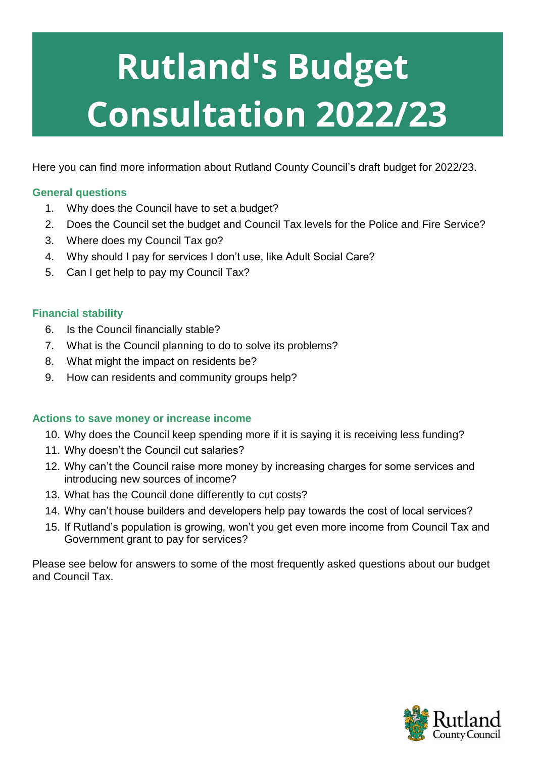# Rutland's Budget Consultation 2022/23

Here you can find more information about Rutland County Council's draft budget for 2022/23.

### General questions

1. Why does the Council have to set a budget?
2. Does the Council set the budget and Council Tax levels for the Police and Fire Service?
3. Where does my Council Tax go?
4. Why should I pay for services I don't use, like Adult Social Care?
5. Can I get help to pay my Council Tax?

### Financial stability

6. Is the Council financially stable?
7. What is the Council planning to do to solve its problems?
8. What might the impact on residents be?
9. How can residents and community groups help?

### Actions to save money or increase income

10. Why does the Council keep spending more if it is saying it is receiving less funding?
11. Why doesn't the Council cut salaries?
12. Why can't the Council raise more money by increasing charges for some services and introducing new sources of income?
13. What has the Council done differently to cut costs?
14. Why can't house builders and developers help pay towards the cost of local services?
15. If Rutland's population is growing, won't you get even more income from Council Tax and Government grant to pay for services?

Please see below for answers to some of the most frequently asked questions about our budget and Council Tax.

Rutland County Council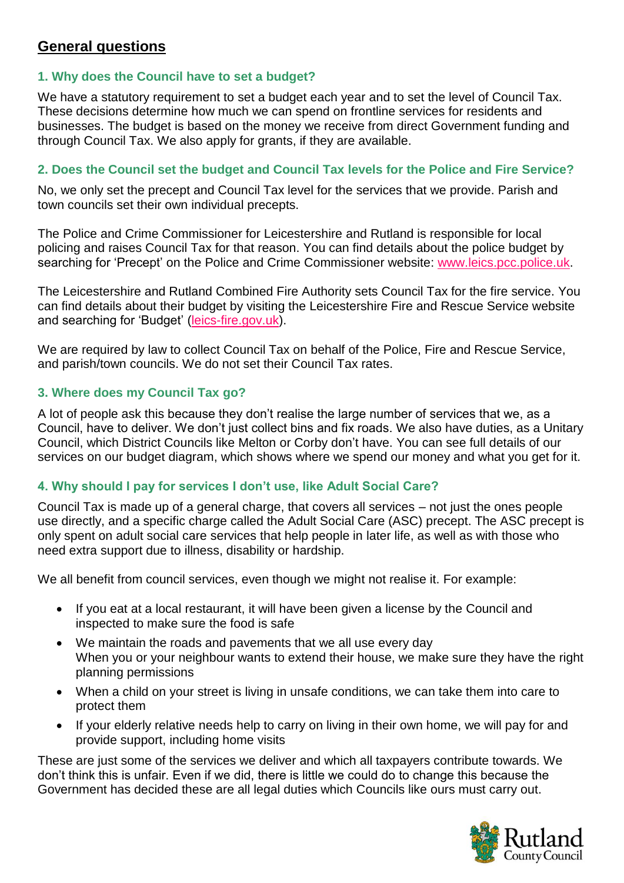## General questions

### 1. Why does the Council have to set a budget?

We have a statutory requirement to set a budget each year and to set the level of Council Tax. These decisions determine how much we can spend on frontline services for residents and businesses. The budget is based on the money we receive from direct Government funding and through Council Tax. We also apply for grants, if they are available.

### 2. Does the Council set the budget and Council Tax levels for the Police and Fire Service?

No, we only set the precept and Council Tax level for the services that we provide. Parish and town councils set their own individual precepts.

The Police and Crime Commissioner for Leicestershire and Rutland is responsible for local policing and raises Council Tax for that reason. You can find details about the police budget by searching for 'Precept' on the Police and Crime Commissioner website: [www.leics.pcc.police.uk](www.leics.pcc.police.uk).

The Leicestershire and Rutland Combined Fire Authority sets Council Tax for the fire service. You can find details about their budget by visiting the Leicestershire Fire and Rescue Service website and searching for 'Budget' ([leics-fire.gov.uk](leics-fire.gov.uk)).

We are required by law to collect Council Tax on behalf of the Police, Fire and Rescue Service, and parish/town councils. We do not set their Council Tax rates.

### 3. Where does my Council Tax go?

A lot of people ask this because they don't realise the large number of services that we, as a Council, have to deliver. We don't just collect bins and fix roads. We also have duties, as a Unitary Council, which District Councils like Melton or Corby don't have. You can see full details of our services on our budget diagram, which shows where we spend our money and what you get for it.

### 4. Why should I pay for services I don't use, like Adult Social Care?

Council Tax is made up of a general charge, that covers all services – not just the ones people use directly, and a specific charge called the Adult Social Care (ASC) precept. The ASC precept is only spent on adult social care services that help people in later life, as well as with those who need extra support due to illness, disability or hardship.

We all benefit from council services, even though we might not realise it. For example:

- If you eat at a local restaurant, it will have been given a license by the Council and inspected to make sure the food is safe
- We maintain the roads and pavements that we all use every day
  When you or your neighbour wants to extend their house, we make sure they have the right planning permissions
- When a child on your street is living in unsafe conditions, we can take them into care to protect them
- If your elderly relative needs help to carry on living in their own home, we will pay for and provide support, including home visits

These are just some of the services we deliver and which all taxpayers contribute towards. We don't think this is unfair. Even if we did, there is little we could do to change this because the Government has decided these are all legal duties which Councils like ours must carry out.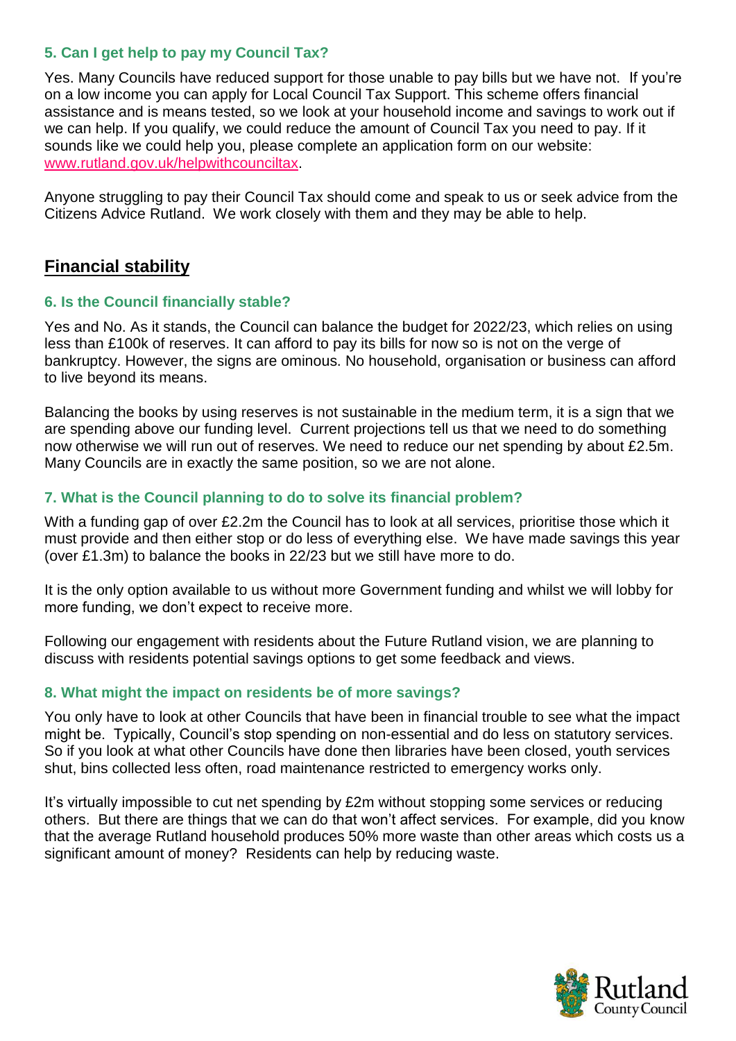### 5. Can I get help to pay my Council Tax?

Yes. Many Councils have reduced support for those unable to pay bills but we have not. If you're on a low income you can apply for Local Council Tax Support. This scheme offers financial assistance and is means tested, so we look at your household income and savings to work out if we can help. If you qualify, we could reduce the amount of Council Tax you need to pay. If it sounds like we could help you, please complete an application form on our website: www.rutland.gov.uk/helpwithcounciltax.

Anyone struggling to pay their Council Tax should come and speak to us or seek advice from the Citizens Advice Rutland. We work closely with them and they may be able to help.

## Financial stability

### 6. Is the Council financially stable?

Yes and No. As it stands, the Council can balance the budget for 2022/23, which relies on using less than £100k of reserves. It can afford to pay its bills for now so is not on the verge of bankruptcy. However, the signs are ominous. No household, organisation or business can afford to live beyond its means.

Balancing the books by using reserves is not sustainable in the medium term, it is a sign that we are spending above our funding level. Current projections tell us that we need to do something now otherwise we will run out of reserves. We need to reduce our net spending by about £2.5m. Many Councils are in exactly the same position, so we are not alone.

### 7. What is the Council planning to do to solve its financial problem?

With a funding gap of over £2.2m the Council has to look at all services, prioritise those which it must provide and then either stop or do less of everything else. We have made savings this year (over £1.3m) to balance the books in 22/23 but we still have more to do.

It is the only option available to us without more Government funding and whilst we will lobby for more funding, we don't expect to receive more.

Following our engagement with residents about the Future Rutland vision, we are planning to discuss with residents potential savings options to get some feedback and views.

### 8. What might the impact on residents be of more savings?

You only have to look at other Councils that have been in financial trouble to see what the impact might be. Typically, Council's stop spending on non-essential and do less on statutory services. So if you look at what other Councils have done then libraries have been closed, youth services shut, bins collected less often, road maintenance restricted to emergency works only.

It's virtually impossible to cut net spending by £2m without stopping some services or reducing others. But there are things that we can do that won't affect services. For example, did you know that the average Rutland household produces 50% more waste than other areas which costs us a significant amount of money? Residents can help by reducing waste.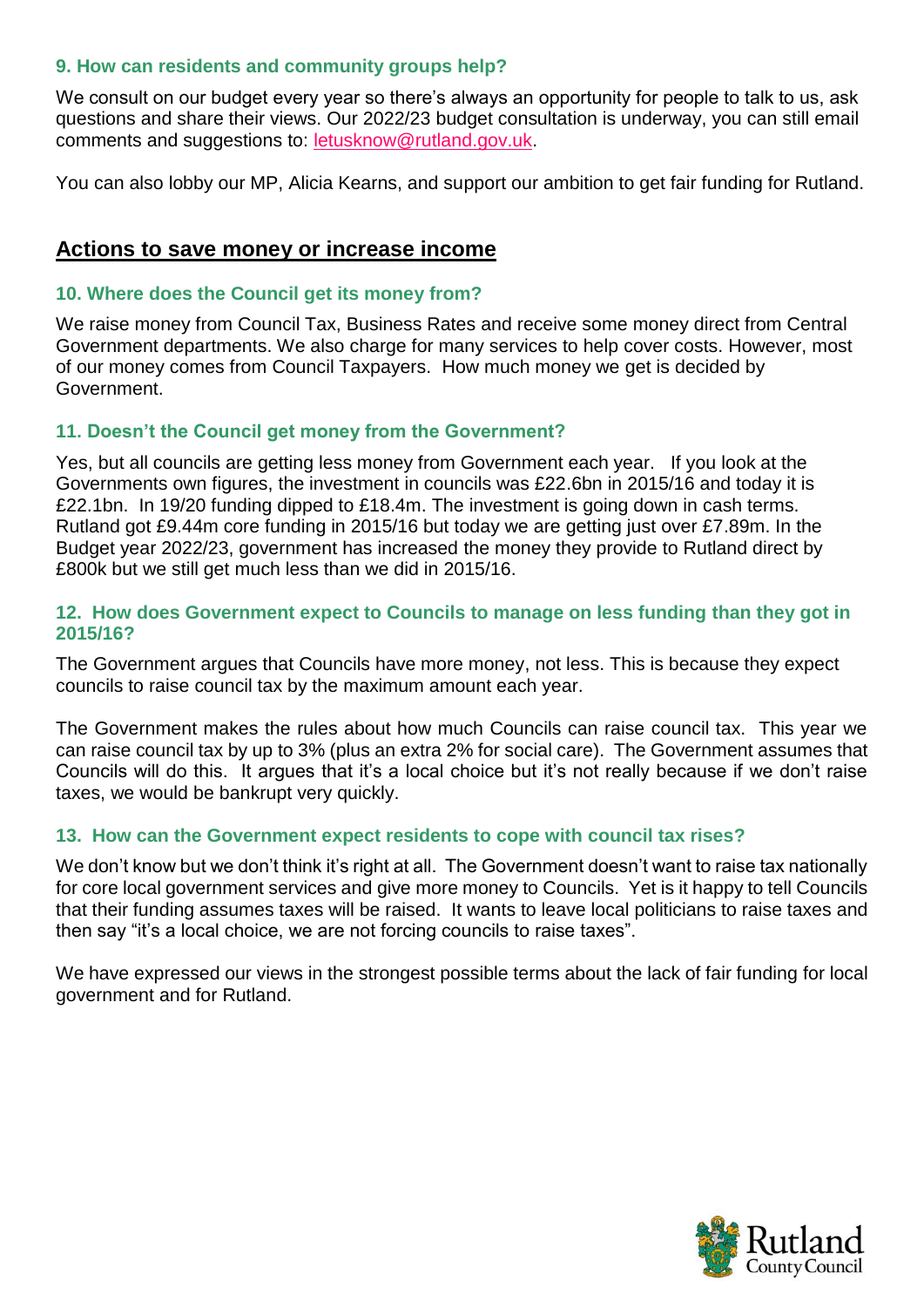### 9. How can residents and community groups help?

We consult on our budget every year so there's always an opportunity for people to talk to us, ask questions and share their views. Our 2022/23 budget consultation is underway, you can still email comments and suggestions to: letusknow@rutland.gov.uk.

You can also lobby our MP, Alicia Kearns, and support our ambition to get fair funding for Rutland.

## Actions to save money or increase income

### 10. Where does the Council get its money from?

We raise money from Council Tax, Business Rates and receive some money direct from Central Government departments. We also charge for many services to help cover costs. However, most of our money comes from Council Taxpayers. How much money we get is decided by Government.

### 11. Doesn't the Council get money from the Government?

Yes, but all councils are getting less money from Government each year. If you look at the Governments own figures, the investment in councils was £22.6bn in 2015/16 and today it is £22.1bn. In 19/20 funding dipped to £18.4m. The investment is going down in cash terms. Rutland got £9.44m core funding in 2015/16 but today we are getting just over £7.89m. In the Budget year 2022/23, government has increased the money they provide to Rutland direct by £800k but we still get much less than we did in 2015/16.

### 12. How does Government expect to Councils to manage on less funding than they got in 2015/16?

The Government argues that Councils have more money, not less. This is because they expect councils to raise council tax by the maximum amount each year.

The Government makes the rules about how much Councils can raise council tax. This year we can raise council tax by up to 3% (plus an extra 2% for social care). The Government assumes that Councils will do this. It argues that it's a local choice but it's not really because if we don't raise taxes, we would be bankrupt very quickly.

### 13. How can the Government expect residents to cope with council tax rises?

We don't know but we don't think it's right at all. The Government doesn't want to raise tax nationally for core local government services and give more money to Councils. Yet is it happy to tell Councils that their funding assumes taxes will be raised. It wants to leave local politicians to raise taxes and then say "it's a local choice, we are not forcing councils to raise taxes".

We have expressed our views in the strongest possible terms about the lack of fair funding for local government and for Rutland.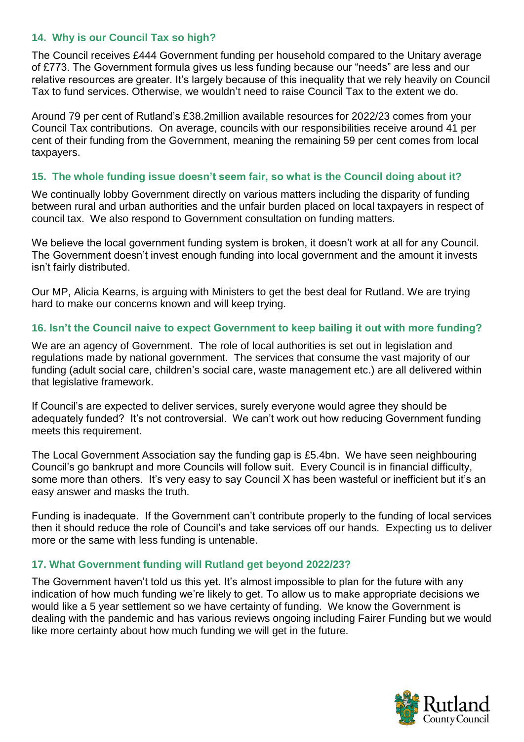### 14. Why is our Council Tax so high?

The Council receives £444 Government funding per household compared to the Unitary average of £773. The Government formula gives us less funding because our "needs" are less and our relative resources are greater. It's largely because of this inequality that we rely heavily on Council Tax to fund services. Otherwise, we wouldn't need to raise Council Tax to the extent we do.

Around 79 per cent of Rutland's £38.2million available resources for 2022/23 comes from your Council Tax contributions. On average, councils with our responsibilities receive around 41 per cent of their funding from the Government, meaning the remaining 59 per cent comes from local taxpayers.

### 15. The whole funding issue doesn't seem fair, so what is the Council doing about it?

We continually lobby Government directly on various matters including the disparity of funding between rural and urban authorities and the unfair burden placed on local taxpayers in respect of council tax. We also respond to Government consultation on funding matters.

We believe the local government funding system is broken, it doesn't work at all for any Council. The Government doesn't invest enough funding into local government and the amount it invests isn't fairly distributed.

Our MP, Alicia Kearns, is arguing with Ministers to get the best deal for Rutland. We are trying hard to make our concerns known and will keep trying.

### 16. Isn't the Council naive to expect Government to keep bailing it out with more funding?

We are an agency of Government. The role of local authorities is set out in legislation and regulations made by national government. The services that consume the vast majority of our funding (adult social care, children's social care, waste management etc.) are all delivered within that legislative framework.

If Council's are expected to deliver services, surely everyone would agree they should be adequately funded? It's not controversial. We can't work out how reducing Government funding meets this requirement.

The Local Government Association say the funding gap is £5.4bn. We have seen neighbouring Council's go bankrupt and more Councils will follow suit. Every Council is in financial difficulty, some more than others. It's very easy to say Council X has been wasteful or inefficient but it's an easy answer and masks the truth.

Funding is inadequate. If the Government can't contribute properly to the funding of local services then it should reduce the role of Council's and take services off our hands. Expecting us to deliver more or the same with less funding is untenable.

### 17. What Government funding will Rutland get beyond 2022/23?

The Government haven't told us this yet. It's almost impossible to plan for the future with any indication of how much funding we're likely to get. To allow us to make appropriate decisions we would like a 5 year settlement so we have certainty of funding. We know the Government is dealing with the pandemic and has various reviews ongoing including Fairer Funding but we would like more certainty about how much funding we will get in the future.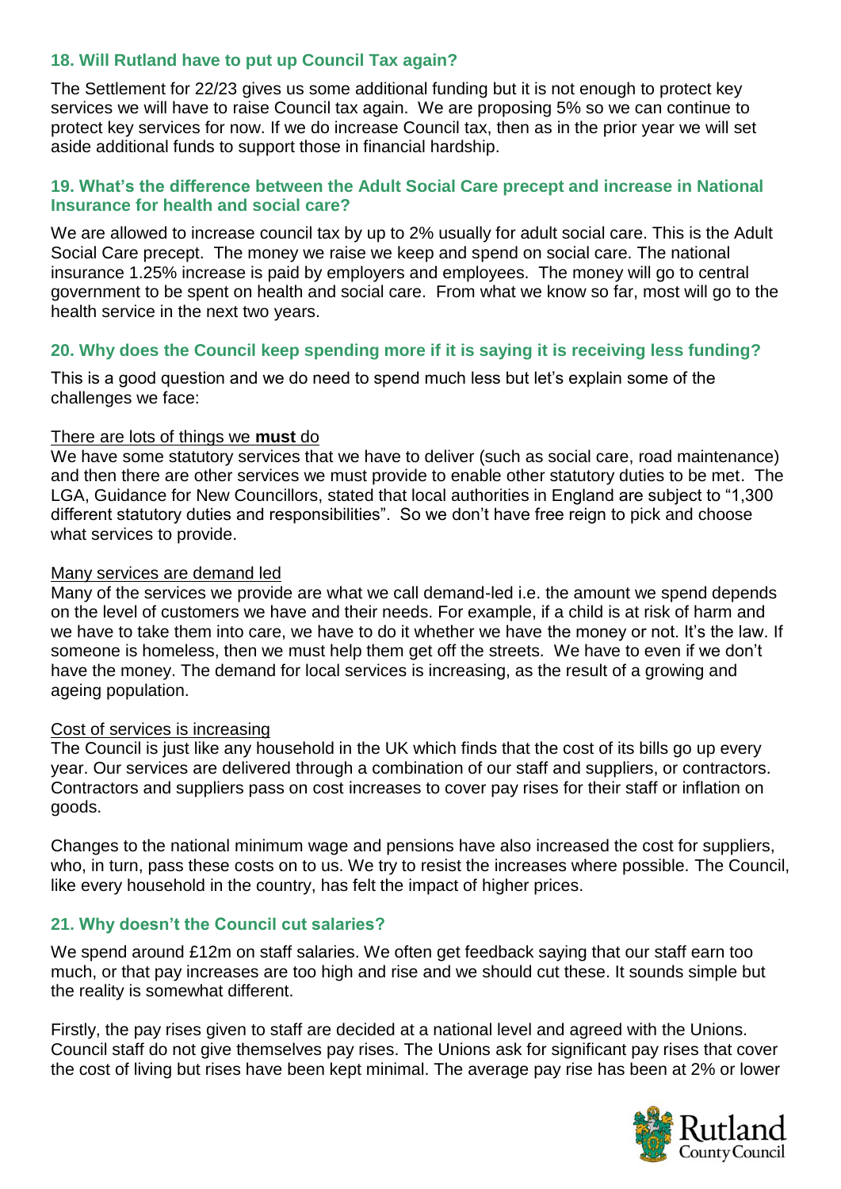### 18. Will Rutland have to put up Council Tax again?

The Settlement for 22/23 gives us some additional funding but it is not enough to protect key services we will have to raise Council tax again. We are proposing 5% so we can continue to protect key services for now. If we do increase Council tax, then as in the prior year we will set aside additional funds to support those in financial hardship.

### 19. What's the difference between the Adult Social Care precept and increase in National Insurance for health and social care?

We are allowed to increase council tax by up to 2% usually for adult social care. This is the Adult Social Care precept. The money we raise we keep and spend on social care. The national insurance 1.25% increase is paid by employers and employees. The money will go to central government to be spent on health and social care. From what we know so far, most will go to the health service in the next two years.

### 20. Why does the Council keep spending more if it is saying it is receiving less funding?

This is a good question and we do need to spend much less but let's explain some of the challenges we face:

<u>There are lots of things we **must** do</u>

We have some statutory services that we have to deliver (such as social care, road maintenance) and then there are other services we must provide to enable other statutory duties to be met. The LGA, Guidance for New Councillors, stated that local authorities in England are subject to "1,300 different statutory duties and responsibilities". So we don't have free reign to pick and choose what services to provide.

<u>Many services are demand led</u>

Many of the services we provide are what we call demand-led i.e. the amount we spend depends on the level of customers we have and their needs. For example, if a child is at risk of harm and we have to take them into care, we have to do it whether we have the money or not. It's the law. If someone is homeless, then we must help them get off the streets. We have to even if we don't have the money. The demand for local services is increasing, as the result of a growing and ageing population.

<u>Cost of services is increasing</u>

The Council is just like any household in the UK which finds that the cost of its bills go up every year. Our services are delivered through a combination of our staff and suppliers, or contractors. Contractors and suppliers pass on cost increases to cover pay rises for their staff or inflation on goods.

Changes to the national minimum wage and pensions have also increased the cost for suppliers, who, in turn, pass these costs on to us. We try to resist the increases where possible. The Council, like every household in the country, has felt the impact of higher prices.

### 21. Why doesn't the Council cut salaries?

We spend around £12m on staff salaries. We often get feedback saying that our staff earn too much, or that pay increases are too high and rise and we should cut these. It sounds simple but the reality is somewhat different.

Firstly, the pay rises given to staff are decided at a national level and agreed with the Unions. Council staff do not give themselves pay rises. The Unions ask for significant pay rises that cover the cost of living but rises have been kept minimal. The average pay rise has been at 2% or lower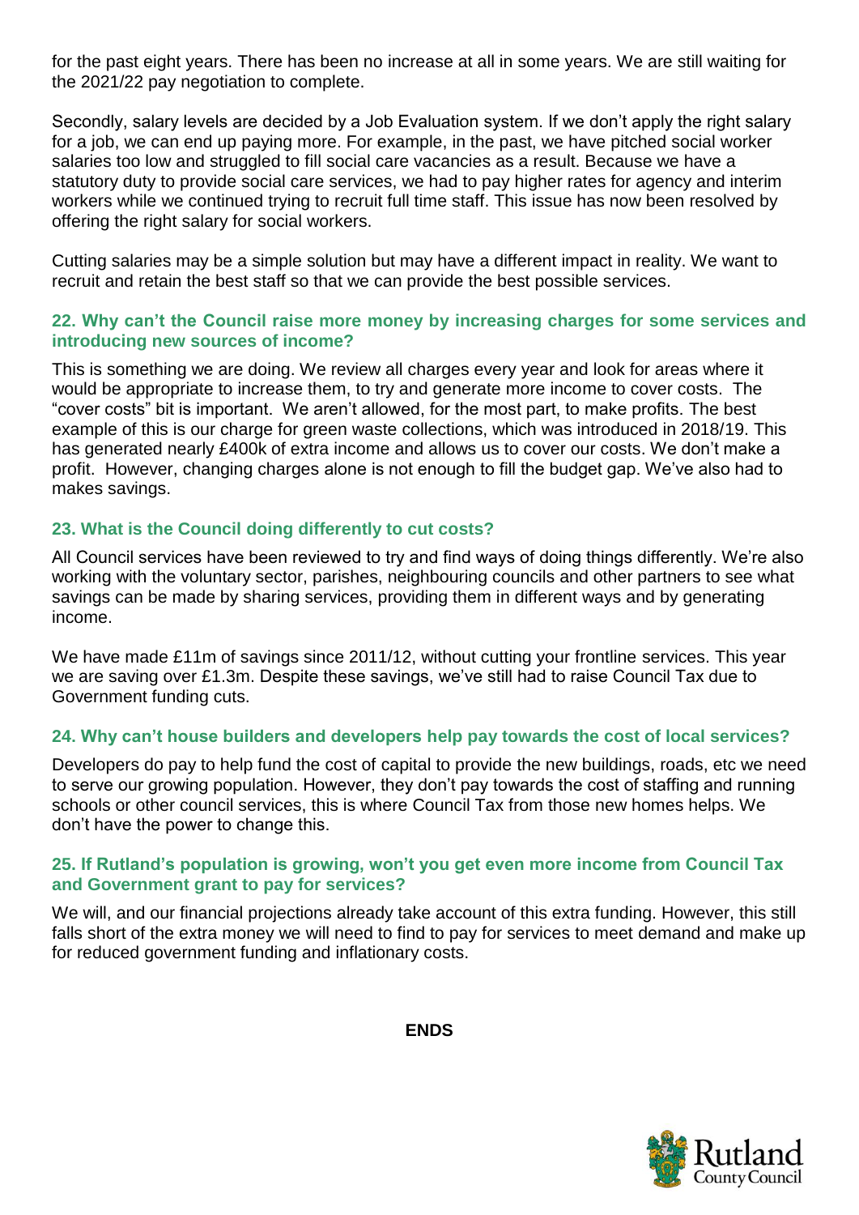for the past eight years. There has been no increase at all in some years. We are still waiting for the 2021/22 pay negotiation to complete.

Secondly, salary levels are decided by a Job Evaluation system. If we don't apply the right salary for a job, we can end up paying more. For example, in the past, we have pitched social worker salaries too low and struggled to fill social care vacancies as a result. Because we have a statutory duty to provide social care services, we had to pay higher rates for agency and interim workers while we continued trying to recruit full time staff. This issue has now been resolved by offering the right salary for social workers.

Cutting salaries may be a simple solution but may have a different impact in reality. We want to recruit and retain the best staff so that we can provide the best possible services.

### 22. Why can't the Council raise more money by increasing charges for some services and introducing new sources of income?

This is something we are doing. We review all charges every year and look for areas where it would be appropriate to increase them, to try and generate more income to cover costs. The "cover costs" bit is important. We aren't allowed, for the most part, to make profits. The best example of this is our charge for green waste collections, which was introduced in 2018/19. This has generated nearly £400k of extra income and allows us to cover our costs. We don't make a profit. However, changing charges alone is not enough to fill the budget gap. We've also had to makes savings.

### 23. What is the Council doing differently to cut costs?

All Council services have been reviewed to try and find ways of doing things differently. We're also working with the voluntary sector, parishes, neighbouring councils and other partners to see what savings can be made by sharing services, providing them in different ways and by generating income.

We have made £11m of savings since 2011/12, without cutting your frontline services. This year we are saving over £1.3m. Despite these savings, we've still had to raise Council Tax due to Government funding cuts.

### 24. Why can't house builders and developers help pay towards the cost of local services?

Developers do pay to help fund the cost of capital to provide the new buildings, roads, etc we need to serve our growing population. However, they don't pay towards the cost of staffing and running schools or other council services, this is where Council Tax from those new homes helps. We don't have the power to change this.

### 25. If Rutland's population is growing, won't you get even more income from Council Tax and Government grant to pay for services?

We will, and our financial projections already take account of this extra funding. However, this still falls short of the extra money we will need to find to pay for services to meet demand and make up for reduced government funding and inflationary costs.

**ENDS**

Rutland County Council